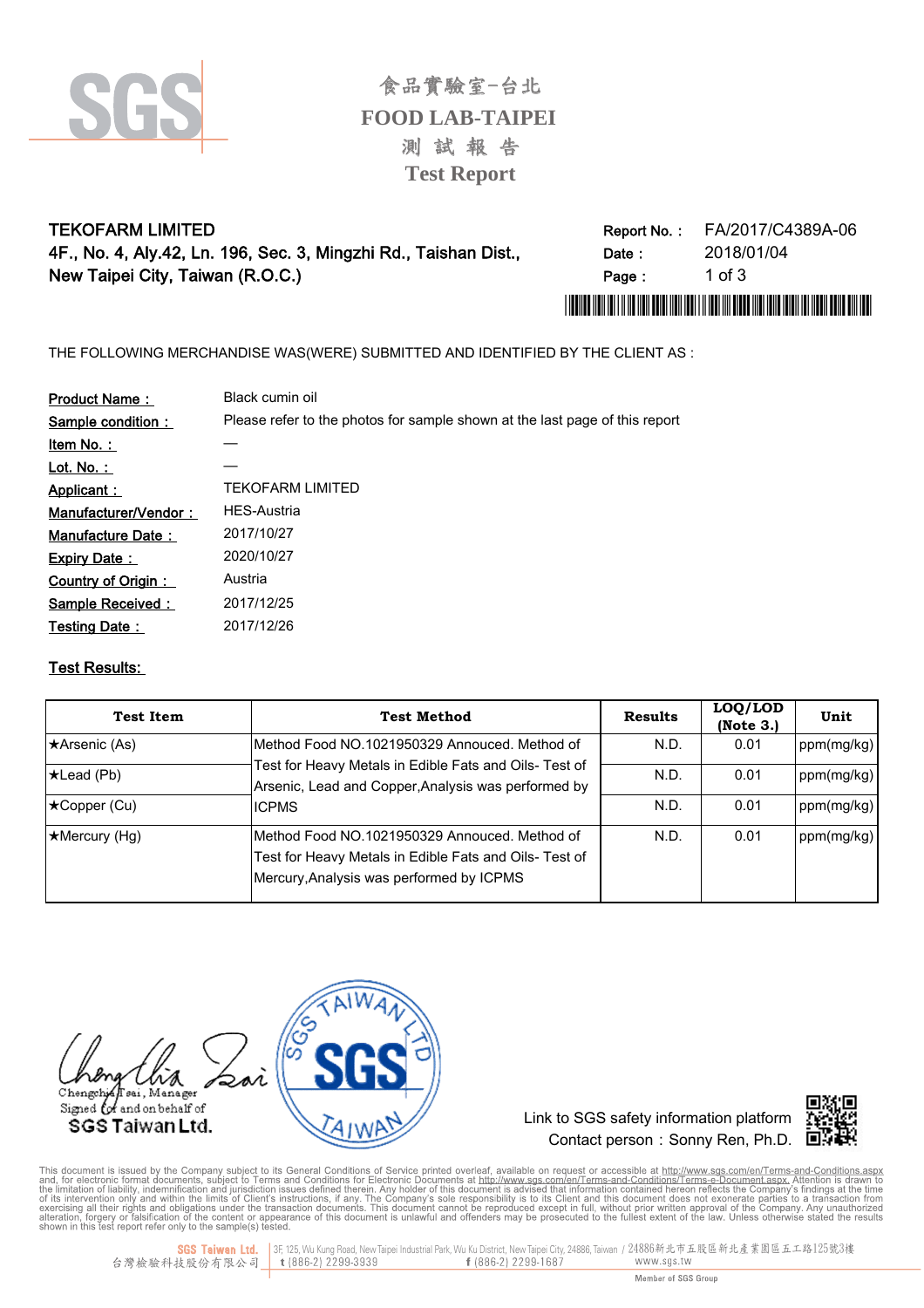# 食品實驗室-台北
# FOOD LAB-TAIPEI
## 測 試 報 告
## Test Report

**TEKOFARM LIMITED**
**4F., No. 4, Aly.42, Ln. 196, Sec. 3, Mingzhi Rd., Taishan Dist.,**
**New Taipei City, Taiwan (R.O.C.)**

**Report No. :** FA/2017/C4389A-06
**Date :** 2018/01/04

THE FOLLOWING MERCHANDISE WAS(WERE) SUBMITTED AND IDENTIFIED BY THE CLIENT AS :

| | |
|---|---|
| Product Name : | Black cumin oil |
| Sample condition : | Please refer to the photos for sample shown at the last page of this report |
| Item No. : | — |
| Lot. No. : | — |
| Applicant : | TEKOFARM LIMITED |
| Manufacturer/Vendor : | HES-Austria |
| Manufacture Date : | 2017/10/27 |
| Expiry Date : | 2020/10/27 |
| Country of Origin : | Austria |
| Sample Received : | 2017/12/25 |
| Testing Date : | 2017/12/26 |

## Test Results:

| Test Item | Test Method | Results | LOQ/LOD (Note 3.) | Unit |
|---|---|---|---|---|
| ★Arsenic (As) | Method Food NO.1021950329 Annouced. Method of Test for Heavy Metals in Edible Fats and Oils- Test of Arsenic, Lead and Copper,Analysis was performed by ICPMS | N.D. | 0.01 | ppm(mg/kg) |
| ★Lead (Pb) | | N.D. | 0.01 | ppm(mg/kg) |
| ★Copper (Cu) | | N.D. | 0.01 | ppm(mg/kg) |
| ★Mercury (Hg) | Method Food NO.1021950329 Annouced. Method of Test for Heavy Metals in Edible Fats and Oils- Test of Mercury,Analysis was performed by ICPMS | N.D. | 0.01 | ppm(mg/kg) |

Chengchia Tsai, Manager
Signed for and on behalf of
SGS Taiwan Ltd.

Link to SGS safety information platform
Contact person：Sonny Ren, Ph.D.

This document is issued by the Company subject to its General Conditions of Service printed overleaf, available on request or accessible at http://www.sgs.com/en/Terms-and-Conditions.aspx and, for electronic format documents, subject to Terms and Conditions for Electronic Documents at http://www.sgs.com/en/Terms-and-Conditions/Terms-e-Document.aspx. Attention is drawn to the limitation of liability, indemnification and jurisdiction issues defined therein. Any holder of this document is advised that information contained hereon reflects the Company's findings at the time of its intervention only and within the limits of Client's instructions, if any. The Company's sole responsibility is to its Client and this document does not exonerate parties to a transaction from exercising all their rights and obligations under the transaction documents. This document cannot be reproduced except in full, without prior written approval of the Company. Any unauthorized alteration, forgery or falsification of the content or appearance of this document is unlawful and offenders may be prosecuted to the fullest extent of the law. Unless otherwise stated the results shown in this test report refer only to the sample(s) tested.

SGS Taiwan Ltd. 台灣檢驗科技股份有限公司 | 3F, 125, Wu Kung Road, New Taipei Industrial Park, Wu Ku District, New Taipei City, 24886, Taiwan / 24886新北市五股區新北產業園區五工路125號3樓 t (886-2) 2299-3939 f (886-2) 2299-1687 www.sgs.tw

Member of SGS Group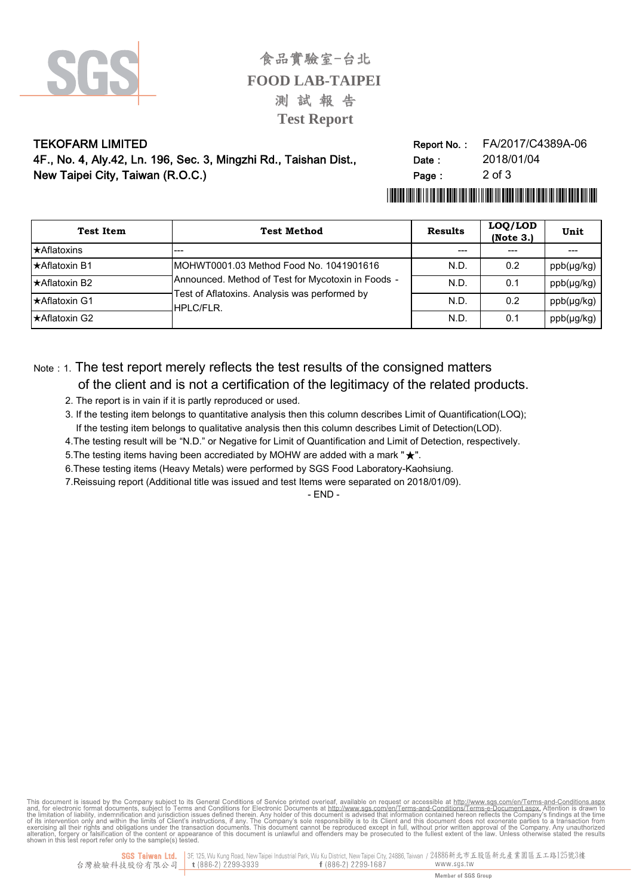食品實驗室-台北
FOOD LAB-TAIPEI
測 試 報 告
Test Report

TEKOFARM LIMITED
4F., No. 4, Aly.42, Ln. 196, Sec. 3, Mingzhi Rd., Taishan Dist.,
New Taipei City, Taiwan (R.O.C.)

Report No.： FA/2017/C4389A-06
Date： 2018/01/04

| Test Item | Test Method | Results | LOQ/LOD (Note 3.) | Unit |
|---|---|---|---|---|
| ★Aflatoxins | --- | --- | --- | --- |
| ★Aflatoxin B1 | MOHWT0001.03 Method Food No. 1041901616 Announced. Method of Test for Mycotoxin in Foods - Test of Aflatoxins. Analysis was performed by HPLC/FLR. | N.D. | 0.2 | ppb(μg/kg) |
| ★Aflatoxin B2 | | N.D. | 0.1 | ppb(μg/kg) |
| ★Aflatoxin G1 | | N.D. | 0.2 | ppb(μg/kg) |
| ★Aflatoxin G2 | | N.D. | 0.1 | ppb(μg/kg) |

Note：1. The test report merely reflects the test results of the consigned matters of the client and is not a certification of the legitimacy of the related products.

2. The report is in vain if it is partly reproduced or used.
3. If the testing item belongs to quantitative analysis then this column describes Limit of Quantification(LOQ); If the testing item belongs to qualitative analysis then this column describes Limit of Detection(LOD).
4.The testing result will be "N.D." or Negative for Limit of Quantification and Limit of Detection, respectively.
5.The testing items having been accredited by MOHW are added with a mark "★".
6.These testing items (Heavy Metals) were performed by SGS Food Laboratory-Kaohsiung.
7.Reissuing report (Additional title was issued and test Items were separated on 2018/01/09).

- END -

This document is issued by the Company subject to its General Conditions of Service printed overleaf, available on request or accessible at http://www.sgs.com/en/Terms-and-Conditions.aspx and, for electronic format documents, subject to Terms and Conditions for Electronic Documents at http://www.sgs.com/en/Terms-and-Conditions/Terms-e-Document.aspx. Attention is drawn to the limitation of liability, indemnification and jurisdiction issues defined therein. Any holder of this document is advised that information contained hereon reflects the Company's findings at the time of its intervention only and within the limits of Client's instructions, if any. The Company's sole responsibility is to its Client and this document does not exonerate parties to a transaction from exercising all their rights and obligations under the transaction documents. This document cannot be reproduced except in full, without prior written approval of the Company. Any unauthorized alteration, forgery or falsification of the content or appearance of this document is unlawful and offenders may be prosecuted to the fullest extent of the law. Unless otherwise stated the results shown in this test report refer only to the sample(s) tested.

SGS Taiwan Ltd. 台灣檢驗科技股份有限公司 | 3F, 125, Wu Kung Road, New Taipei Industrial Park, Wu Ku District, New Taipei City, 24886, Taiwan / 24886新北市五股區新北產業園區五工路125號3樓 t (886-2) 2299-3939 f (886-2) 2299-1687 www.sgs.tw

Member of SGS Group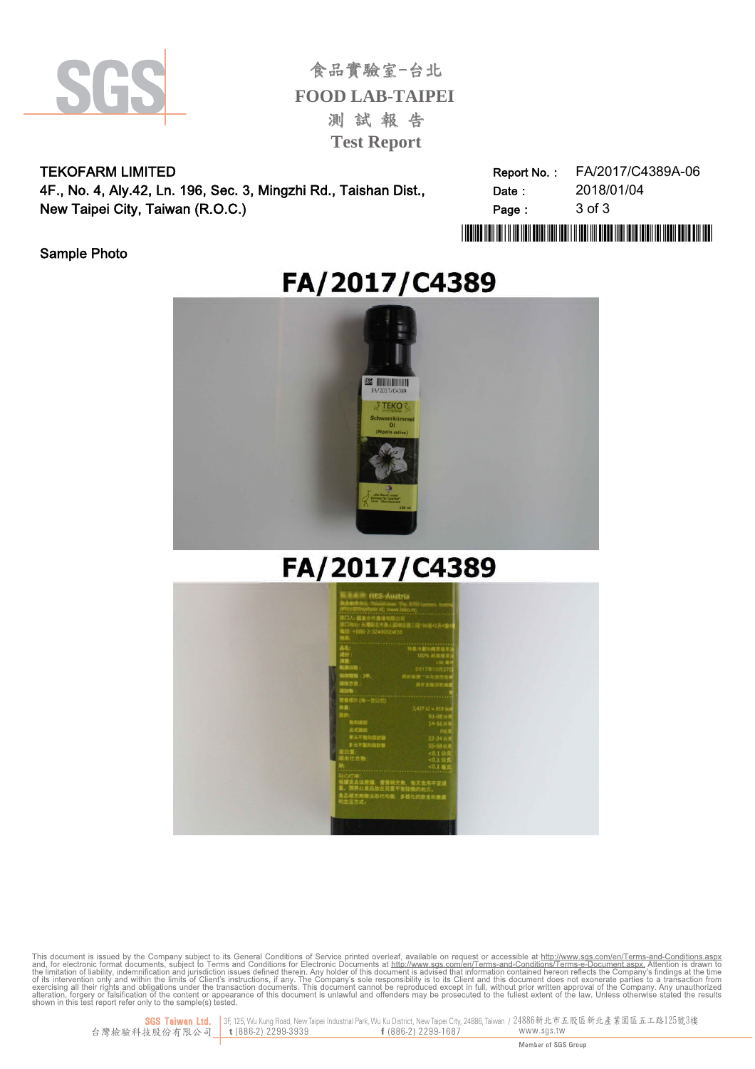# 食品實驗室-台北
# FOOD LAB-TAIPEI
## 測 試 報 告
## Test Report

**TEKOFARM LIMITED**
4F., No. 4, Aly.42, Ln. 196, Sec. 3, Mingzhi Rd., Taishan Dist.,
New Taipei City, Taiwan (R.O.C.)

Report No.： FA/2017/C4389A-06
Date： 2018/01/04
Page： 3 of 3

Sample Photo

FA/2017/C4389

FA/2017/C4389

This document is issued by the Company subject to its General Conditions of Service printed overleaf, available on request or accessible at http://www.sgs.com/en/Terms-and-Conditions.aspx and, for electronic format documents, subject to Terms and Conditions for Electronic Documents at http://www.sgs.com/en/Terms-and-Conditions/Terms-e-Document.aspx. Attention is drawn to the limitation of liability, indemnification and jurisdiction issues defined therein. Any holder of this document is advised that information contained hereon reflects the Company's findings at the time of its intervention only and within the limits of Client's instructions, if any. The Company's sole responsibility is to its Client and this document does not exonerate parties to a transaction from exercising all their rights and obligations under the transaction documents. This document cannot be reproduced except in full, without prior written approval of the Company. Any unauthorized alteration, forgery or falsification of the content or appearance of this document is unlawful and offenders may be prosecuted to the fullest extent of the law. Unless otherwise stated the results shown in this test report refer only to the sample(s) tested.

SGS Taiwan Ltd. 台灣檢驗科技股份有限公司 | 3F, 125, Wu Kung Road, New Taipei Industrial Park, Wu Ku District, New Taipei City, 24886, Taiwan / 24886新北市五股區新北產業園區五工路125號3樓 t (886-2) 2299-3939 f (886-2) 2299-1687 www.sgs.tw

Member of SGS Group